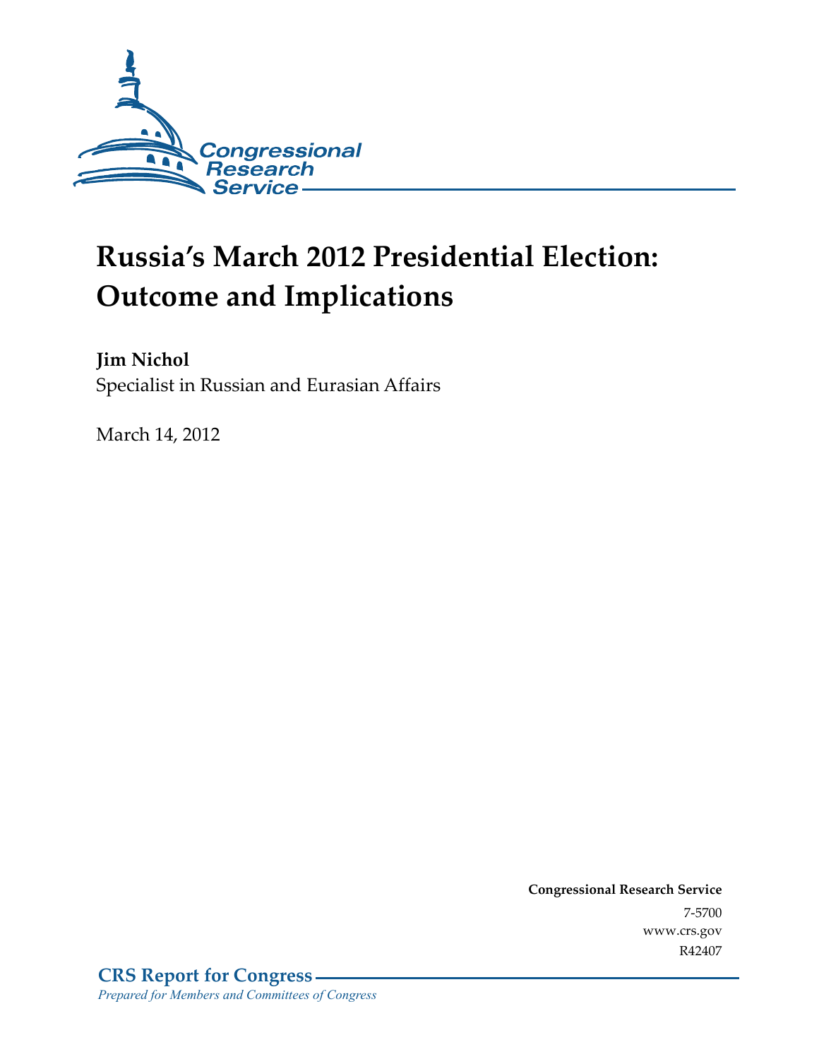Congressional Research Service

# Russia's March 2012 Presidential Election: Outcome and Implications

**Jim Nichol**
Specialist in Russian and Eurasian Affairs

March 14, 2012

**Congressional Research Service**
7-5700
www.crs.gov
R42407

**CRS Report for Congress**
*Prepared for Members and Committees of Congress*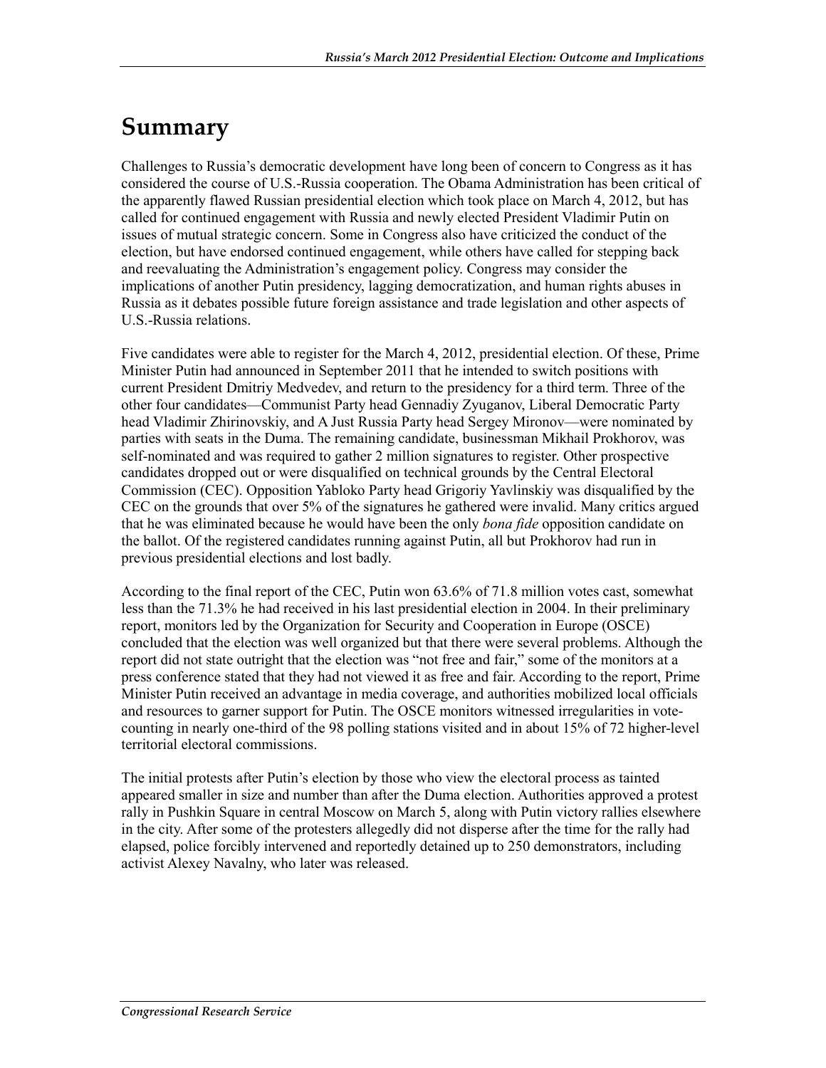# Summary

Challenges to Russia's democratic development have long been of concern to Congress as it has considered the course of U.S.-Russia cooperation. The Obama Administration has been critical of the apparently flawed Russian presidential election which took place on March 4, 2012, but has called for continued engagement with Russia and newly elected President Vladimir Putin on issues of mutual strategic concern. Some in Congress also have criticized the conduct of the election, but have endorsed continued engagement, while others have called for stepping back and reevaluating the Administration's engagement policy. Congress may consider the implications of another Putin presidency, lagging democratization, and human rights abuses in Russia as it debates possible future foreign assistance and trade legislation and other aspects of U.S.-Russia relations.

Five candidates were able to register for the March 4, 2012, presidential election. Of these, Prime Minister Putin had announced in September 2011 that he intended to switch positions with current President Dmitriy Medvedev, and return to the presidency for a third term. Three of the other four candidates—Communist Party head Gennadiy Zyuganov, Liberal Democratic Party head Vladimir Zhirinovskiy, and A Just Russia Party head Sergey Mironov—were nominated by parties with seats in the Duma. The remaining candidate, businessman Mikhail Prokhorov, was self-nominated and was required to gather 2 million signatures to register. Other prospective candidates dropped out or were disqualified on technical grounds by the Central Electoral Commission (CEC). Opposition Yabloko Party head Grigoriy Yavlinskiy was disqualified by the CEC on the grounds that over 5% of the signatures he gathered were invalid. Many critics argued that he was eliminated because he would have been the only *bona fide* opposition candidate on the ballot. Of the registered candidates running against Putin, all but Prokhorov had run in previous presidential elections and lost badly.

According to the final report of the CEC, Putin won 63.6% of 71.8 million votes cast, somewhat less than the 71.3% he had received in his last presidential election in 2004. In their preliminary report, monitors led by the Organization for Security and Cooperation in Europe (OSCE) concluded that the election was well organized but that there were several problems. Although the report did not state outright that the election was "not free and fair," some of the monitors at a press conference stated that they had not viewed it as free and fair. According to the report, Prime Minister Putin received an advantage in media coverage, and authorities mobilized local officials and resources to garner support for Putin. The OSCE monitors witnessed irregularities in vote-counting in nearly one-third of the 98 polling stations visited and in about 15% of 72 higher-level territorial electoral commissions.

The initial protests after Putin's election by those who view the electoral process as tainted appeared smaller in size and number than after the Duma election. Authorities approved a protest rally in Pushkin Square in central Moscow on March 5, along with Putin victory rallies elsewhere in the city. After some of the protesters allegedly did not disperse after the time for the rally had elapsed, police forcibly intervened and reportedly detained up to 250 demonstrators, including activist Alexey Navalny, who later was released.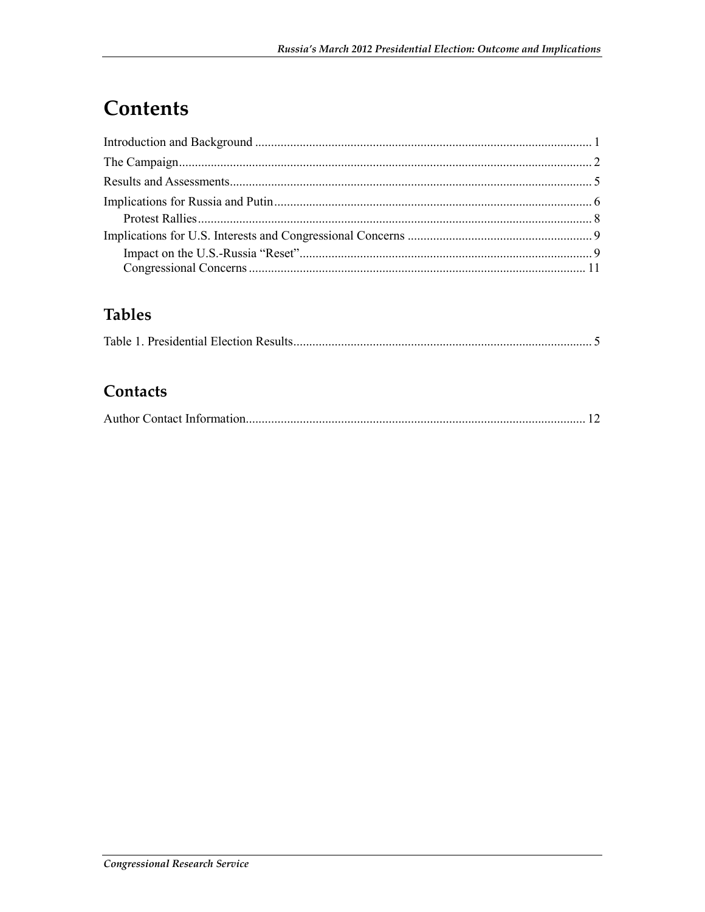# Contents

Introduction and Background ........................................................................................................... 1
The Campaign................................................................................................................................. 2
Results and Assessments................................................................................................................. 5
Implications for Russia and Putin.................................................................................................... 6
    Protest Rallies............................................................................................................................ 8
Implications for U.S. Interests and Congressional Concerns .......................................................... 9
    Impact on the U.S.-Russia "Reset"............................................................................................ 9
    Congressional Concerns ........................................................................................................... 11

## Tables

Table 1. Presidential Election Results............................................................................................. 5

## Contacts

Author Contact Information........................................................................................................... 12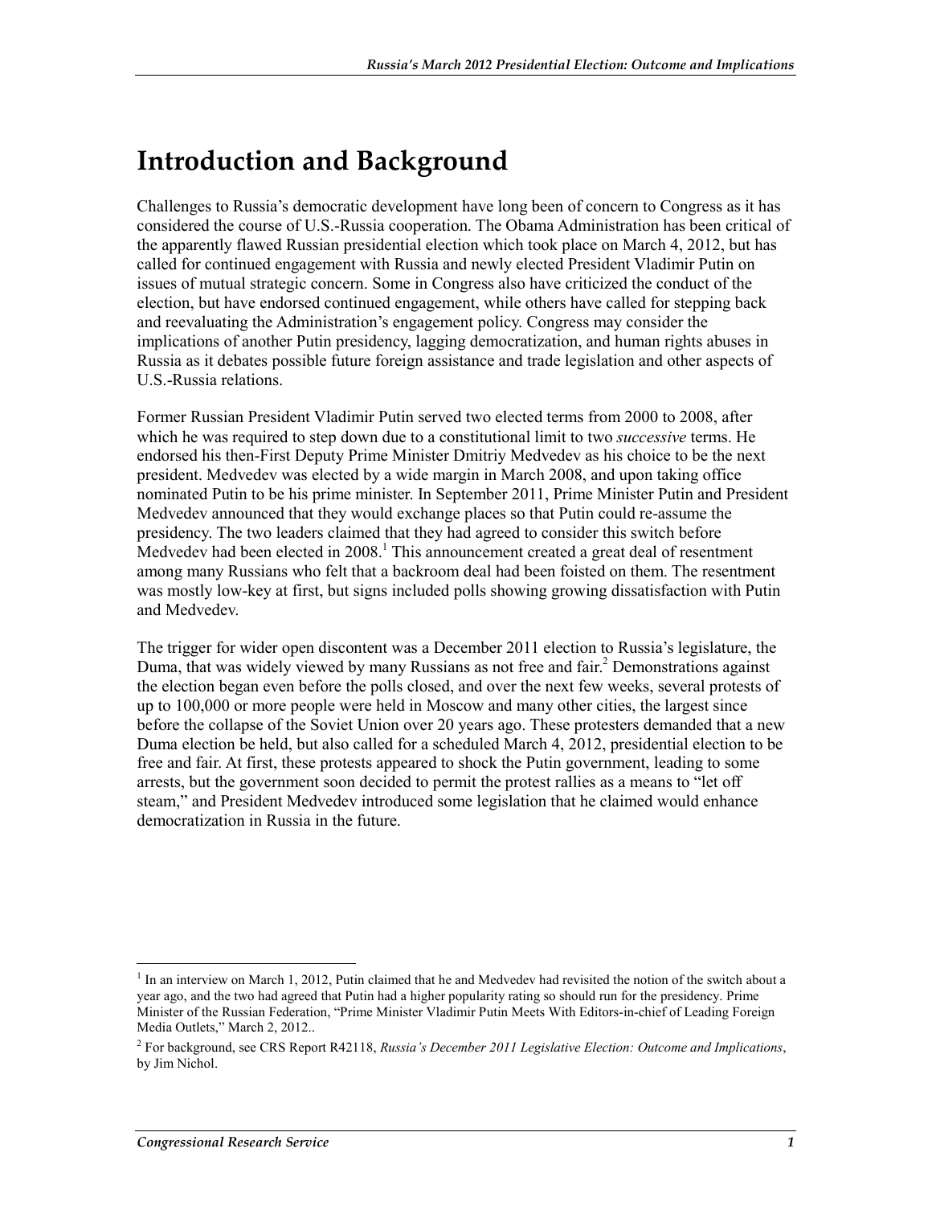# Introduction and Background

Challenges to Russia's democratic development have long been of concern to Congress as it has considered the course of U.S.-Russia cooperation. The Obama Administration has been critical of the apparently flawed Russian presidential election which took place on March 4, 2012, but has called for continued engagement with Russia and newly elected President Vladimir Putin on issues of mutual strategic concern. Some in Congress also have criticized the conduct of the election, but have endorsed continued engagement, while others have called for stepping back and reevaluating the Administration's engagement policy. Congress may consider the implications of another Putin presidency, lagging democratization, and human rights abuses in Russia as it debates possible future foreign assistance and trade legislation and other aspects of U.S.-Russia relations.

Former Russian President Vladimir Putin served two elected terms from 2000 to 2008, after which he was required to step down due to a constitutional limit to two *successive* terms. He endorsed his then-First Deputy Prime Minister Dmitriy Medvedev as his choice to be the next president. Medvedev was elected by a wide margin in March 2008, and upon taking office nominated Putin to be his prime minister. In September 2011, Prime Minister Putin and President Medvedev announced that they would exchange places so that Putin could re-assume the presidency. The two leaders claimed that they had agreed to consider this switch before Medvedev had been elected in 2008.[1] This announcement created a great deal of resentment among many Russians who felt that a backroom deal had been foisted on them. The resentment was mostly low-key at first, but signs included polls showing growing dissatisfaction with Putin and Medvedev.

The trigger for wider open discontent was a December 2011 election to Russia's legislature, the Duma, that was widely viewed by many Russians as not free and fair.[2] Demonstrations against the election began even before the polls closed, and over the next few weeks, several protests of up to 100,000 or more people were held in Moscow and many other cities, the largest since before the collapse of the Soviet Union over 20 years ago. These protesters demanded that a new Duma election be held, but also called for a scheduled March 4, 2012, presidential election to be free and fair. At first, these protests appeared to shock the Putin government, leading to some arrests, but the government soon decided to permit the protest rallies as a means to "let off steam," and President Medvedev introduced some legislation that he claimed would enhance democratization in Russia in the future.

---

[1] In an interview on March 1, 2012, Putin claimed that he and Medvedev had revisited the notion of the switch about a year ago, and the two had agreed that Putin had a higher popularity rating so should run for the presidency. Prime Minister of the Russian Federation, "Prime Minister Vladimir Putin Meets With Editors-in-chief of Leading Foreign Media Outlets," March 2, 2012..

[2] For background, see CRS Report R42118, *Russia's December 2011 Legislative Election: Outcome and Implications*, by Jim Nichol.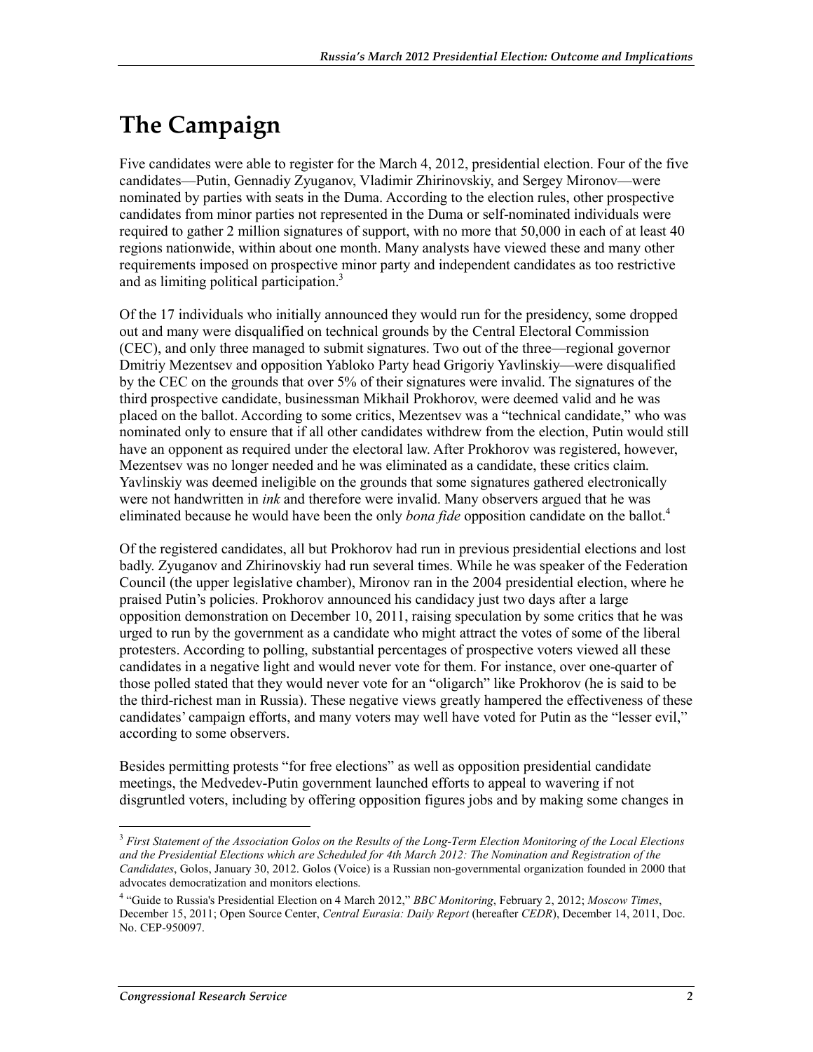# The Campaign

Five candidates were able to register for the March 4, 2012, presidential election. Four of the five candidates—Putin, Gennadiy Zyuganov, Vladimir Zhirinovskiy, and Sergey Mironov—were nominated by parties with seats in the Duma. According to the election rules, other prospective candidates from minor parties not represented in the Duma or self-nominated individuals were required to gather 2 million signatures of support, with no more that 50,000 in each of at least 40 regions nationwide, within about one month. Many analysts have viewed these and many other requirements imposed on prospective minor party and independent candidates as too restrictive and as limiting political participation.[3]

Of the 17 individuals who initially announced they would run for the presidency, some dropped out and many were disqualified on technical grounds by the Central Electoral Commission (CEC), and only three managed to submit signatures. Two out of the three—regional governor Dmitriy Mezentsev and opposition Yabloko Party head Grigoriy Yavlinskiy—were disqualified by the CEC on the grounds that over 5% of their signatures were invalid. The signatures of the third prospective candidate, businessman Mikhail Prokhorov, were deemed valid and he was placed on the ballot. According to some critics, Mezentsev was a "technical candidate," who was nominated only to ensure that if all other candidates withdrew from the election, Putin would still have an opponent as required under the electoral law. After Prokhorov was registered, however, Mezentsev was no longer needed and he was eliminated as a candidate, these critics claim. Yavlinskiy was deemed ineligible on the grounds that some signatures gathered electronically were not handwritten in *ink* and therefore were invalid. Many observers argued that he was eliminated because he would have been the only *bona fide* opposition candidate on the ballot.[4]

Of the registered candidates, all but Prokhorov had run in previous presidential elections and lost badly. Zyuganov and Zhirinovskiy had run several times. While he was speaker of the Federation Council (the upper legislative chamber), Mironov ran in the 2004 presidential election, where he praised Putin's policies. Prokhorov announced his candidacy just two days after a large opposition demonstration on December 10, 2011, raising speculation by some critics that he was urged to run by the government as a candidate who might attract the votes of some of the liberal protesters. According to polling, substantial percentages of prospective voters viewed all these candidates in a negative light and would never vote for them. For instance, over one-quarter of those polled stated that they would never vote for an "oligarch" like Prokhorov (he is said to be the third-richest man in Russia). These negative views greatly hampered the effectiveness of these candidates' campaign efforts, and many voters may well have voted for Putin as the "lesser evil," according to some observers.

Besides permitting protests "for free elections" as well as opposition presidential candidate meetings, the Medvedev-Putin government launched efforts to appeal to wavering if not disgruntled voters, including by offering opposition figures jobs and by making some changes in

---

[3] *First Statement of the Association Golos on the Results of the Long-Term Election Monitoring of the Local Elections and the Presidential Elections which are Scheduled for 4th March 2012: The Nomination and Registration of the Candidates*, Golos, January 30, 2012. Golos (Voice) is a Russian non-governmental organization founded in 2000 that advocates democratization and monitors elections.

[4] "Guide to Russia's Presidential Election on 4 March 2012," *BBC Monitoring*, February 2, 2012; *Moscow Times*, December 15, 2011; Open Source Center, *Central Eurasia: Daily Report* (hereafter *CEDR*), December 14, 2011, Doc. No. CEP-950097.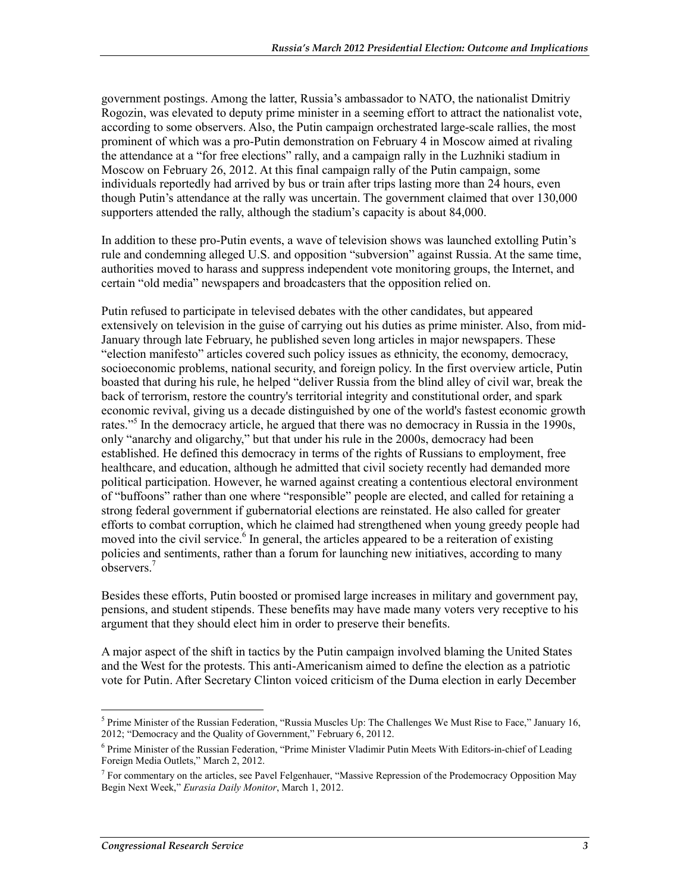government postings. Among the latter, Russia's ambassador to NATO, the nationalist Dmitriy Rogozin, was elevated to deputy prime minister in a seeming effort to attract the nationalist vote, according to some observers. Also, the Putin campaign orchestrated large-scale rallies, the most prominent of which was a pro-Putin demonstration on February 4 in Moscow aimed at rivaling the attendance at a "for free elections" rally, and a campaign rally in the Luzhniki stadium in Moscow on February 26, 2012. At this final campaign rally of the Putin campaign, some individuals reportedly had arrived by bus or train after trips lasting more than 24 hours, even though Putin's attendance at the rally was uncertain. The government claimed that over 130,000 supporters attended the rally, although the stadium's capacity is about 84,000.

In addition to these pro-Putin events, a wave of television shows was launched extolling Putin's rule and condemning alleged U.S. and opposition "subversion" against Russia. At the same time, authorities moved to harass and suppress independent vote monitoring groups, the Internet, and certain "old media" newspapers and broadcasters that the opposition relied on.

Putin refused to participate in televised debates with the other candidates, but appeared extensively on television in the guise of carrying out his duties as prime minister. Also, from mid-January through late February, he published seven long articles in major newspapers. These "election manifesto" articles covered such policy issues as ethnicity, the economy, democracy, socioeconomic problems, national security, and foreign policy. In the first overview article, Putin boasted that during his rule, he helped "deliver Russia from the blind alley of civil war, break the back of terrorism, restore the country's territorial integrity and constitutional order, and spark economic revival, giving us a decade distinguished by one of the world's fastest economic growth rates."[5] In the democracy article, he argued that there was no democracy in Russia in the 1990s, only "anarchy and oligarchy," but that under his rule in the 2000s, democracy had been established. He defined this democracy in terms of the rights of Russians to employment, free healthcare, and education, although he admitted that civil society recently had demanded more political participation. However, he warned against creating a contentious electoral environment of "buffoons" rather than one where "responsible" people are elected, and called for retaining a strong federal government if gubernatorial elections are reinstated. He also called for greater efforts to combat corruption, which he claimed had strengthened when young greedy people had moved into the civil service.[6] In general, the articles appeared to be a reiteration of existing policies and sentiments, rather than a forum for launching new initiatives, according to many observers.[7]

Besides these efforts, Putin boosted or promised large increases in military and government pay, pensions, and student stipends. These benefits may have made many voters very receptive to his argument that they should elect him in order to preserve their benefits.

A major aspect of the shift in tactics by the Putin campaign involved blaming the United States and the West for the protests. This anti-Americanism aimed to define the election as a patriotic vote for Putin. After Secretary Clinton voiced criticism of the Duma election in early December

---

[5] Prime Minister of the Russian Federation, "Russia Muscles Up: The Challenges We Must Rise to Face," January 16, 2012; "Democracy and the Quality of Government," February 6, 20112.

[6] Prime Minister of the Russian Federation, "Prime Minister Vladimir Putin Meets With Editors-in-chief of Leading Foreign Media Outlets," March 2, 2012.

[7] For commentary on the articles, see Pavel Felgenhauer, "Massive Repression of the Prodemocracy Opposition May Begin Next Week," *Eurasia Daily Monitor*, March 1, 2012.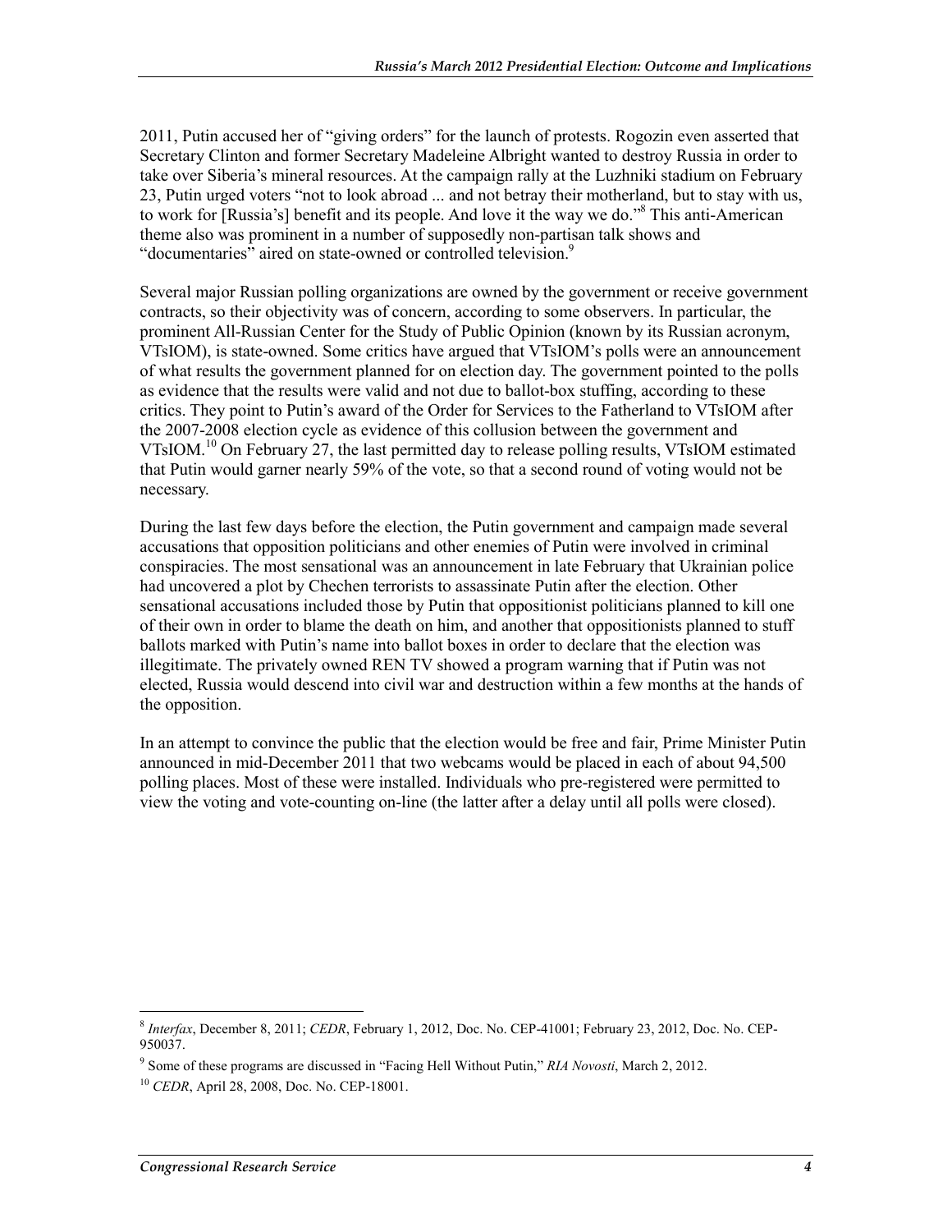2011, Putin accused her of "giving orders" for the launch of protests. Rogozin even asserted that Secretary Clinton and former Secretary Madeleine Albright wanted to destroy Russia in order to take over Siberia's mineral resources. At the campaign rally at the Luzhniki stadium on February 23, Putin urged voters "not to look abroad ... and not betray their motherland, but to stay with us, to work for [Russia's] benefit and its people. And love it the way we do."[8] This anti-American theme also was prominent in a number of supposedly non-partisan talk shows and "documentaries" aired on state-owned or controlled television.[9]

Several major Russian polling organizations are owned by the government or receive government contracts, so their objectivity was of concern, according to some observers. In particular, the prominent All-Russian Center for the Study of Public Opinion (known by its Russian acronym, VTsIOM), is state-owned. Some critics have argued that VTsIOM's polls were an announcement of what results the government planned for on election day. The government pointed to the polls as evidence that the results were valid and not due to ballot-box stuffing, according to these critics. They point to Putin's award of the Order for Services to the Fatherland to VTsIOM after the 2007-2008 election cycle as evidence of this collusion between the government and VTsIOM.[10] On February 27, the last permitted day to release polling results, VTsIOM estimated that Putin would garner nearly 59% of the vote, so that a second round of voting would not be necessary.

During the last few days before the election, the Putin government and campaign made several accusations that opposition politicians and other enemies of Putin were involved in criminal conspiracies. The most sensational was an announcement in late February that Ukrainian police had uncovered a plot by Chechen terrorists to assassinate Putin after the election. Other sensational accusations included those by Putin that oppositionist politicians planned to kill one of their own in order to blame the death on him, and another that oppositionists planned to stuff ballots marked with Putin's name into ballot boxes in order to declare that the election was illegitimate. The privately owned REN TV showed a program warning that if Putin was not elected, Russia would descend into civil war and destruction within a few months at the hands of the opposition.

In an attempt to convince the public that the election would be free and fair, Prime Minister Putin announced in mid-December 2011 that two webcams would be placed in each of about 94,500 polling places. Most of these were installed. Individuals who pre-registered were permitted to view the voting and vote-counting on-line (the latter after a delay until all polls were closed).

---

[8] *Interfax*, December 8, 2011; *CEDR*, February 1, 2012, Doc. No. CEP-41001; February 23, 2012, Doc. No. CEP-950037.

[9] Some of these programs are discussed in "Facing Hell Without Putin," *RIA Novosti*, March 2, 2012.

[10] *CEDR*, April 28, 2008, Doc. No. CEP-18001.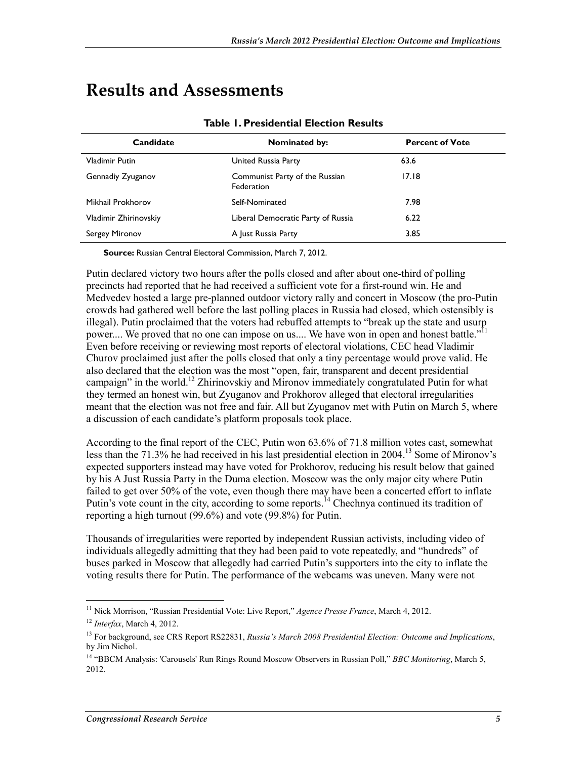# Results and Assessments

**Table 1. Presidential Election Results**

| Candidate | Nominated by: | Percent of Vote |
|---|---|---|
| Vladimir Putin | United Russia Party | 63.6 |
| Gennadiy Zyuganov | Communist Party of the Russian Federation | 17.18 |
| Mikhail Prokhorov | Self-Nominated | 7.98 |
| Vladimir Zhirinovskiy | Liberal Democratic Party of Russia | 6.22 |
| Sergey Mironov | A Just Russia Party | 3.85 |

**Source:** Russian Central Electoral Commission, March 7, 2012.

Putin declared victory two hours after the polls closed and after about one-third of polling precincts had reported that he had received a sufficient vote for a first-round win. He and Medvedev hosted a large pre-planned outdoor victory rally and concert in Moscow (the pro-Putin crowds had gathered well before the last polling places in Russia had closed, which ostensibly is illegal). Putin proclaimed that the voters had rebuffed attempts to "break up the state and usurp power.... We proved that no one can impose on us.... We have won in open and honest battle."[11] Even before receiving or reviewing most reports of electoral violations, CEC head Vladimir Churov proclaimed just after the polls closed that only a tiny percentage would prove valid. He also declared that the election was the most "open, fair, transparent and decent presidential campaign" in the world.[12] Zhirinovskiy and Mironov immediately congratulated Putin for what they termed an honest win, but Zyuganov and Prokhorov alleged that electoral irregularities meant that the election was not free and fair. All but Zyuganov met with Putin on March 5, where a discussion of each candidate's platform proposals took place.

According to the final report of the CEC, Putin won 63.6% of 71.8 million votes cast, somewhat less than the 71.3% he had received in his last presidential election in 2004.[13] Some of Mironov's expected supporters instead may have voted for Prokhorov, reducing his result below that gained by his A Just Russia Party in the Duma election. Moscow was the only major city where Putin failed to get over 50% of the vote, even though there may have been a concerted effort to inflate Putin's vote count in the city, according to some reports.[14] Chechnya continued its tradition of reporting a high turnout (99.6%) and vote (99.8%) for Putin.

Thousands of irregularities were reported by independent Russian activists, including video of individuals allegedly admitting that they had been paid to vote repeatedly, and "hundreds" of buses parked in Moscow that allegedly had carried Putin's supporters into the city to inflate the voting results there for Putin. The performance of the webcams was uneven. Many were not

---

[11] Nick Morrison, "Russian Presidential Vote: Live Report," *Agence Presse France*, March 4, 2012.

[12] *Interfax*, March 4, 2012.

[13] For background, see CRS Report RS22831, *Russia's March 2008 Presidential Election: Outcome and Implications*, by Jim Nichol.

[14] "BBCM Analysis: 'Carousels' Run Rings Round Moscow Observers in Russian Poll," *BBC Monitoring*, March 5, 2012.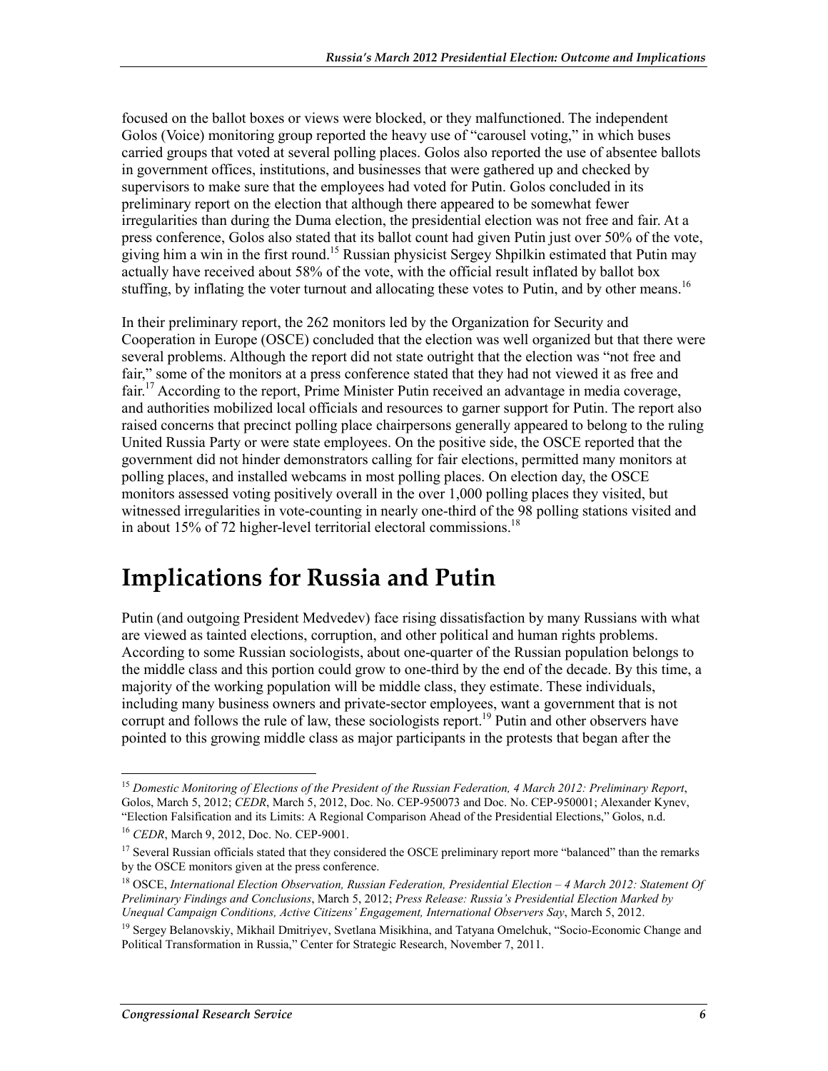focused on the ballot boxes or views were blocked, or they malfunctioned. The independent Golos (Voice) monitoring group reported the heavy use of "carousel voting," in which buses carried groups that voted at several polling places. Golos also reported the use of absentee ballots in government offices, institutions, and businesses that were gathered up and checked by supervisors to make sure that the employees had voted for Putin. Golos concluded in its preliminary report on the election that although there appeared to be somewhat fewer irregularities than during the Duma election, the presidential election was not free and fair. At a press conference, Golos also stated that its ballot count had given Putin just over 50% of the vote, giving him a win in the first round.[15] Russian physicist Sergey Shpilkin estimated that Putin may actually have received about 58% of the vote, with the official result inflated by ballot box stuffing, by inflating the voter turnout and allocating these votes to Putin, and by other means.[16]

In their preliminary report, the 262 monitors led by the Organization for Security and Cooperation in Europe (OSCE) concluded that the election was well organized but that there were several problems. Although the report did not state outright that the election was "not free and fair," some of the monitors at a press conference stated that they had not viewed it as free and fair.[17] According to the report, Prime Minister Putin received an advantage in media coverage, and authorities mobilized local officials and resources to garner support for Putin. The report also raised concerns that precinct polling place chairpersons generally appeared to belong to the ruling United Russia Party or were state employees. On the positive side, the OSCE reported that the government did not hinder demonstrators calling for fair elections, permitted many monitors at polling places, and installed webcams in most polling places. On election day, the OSCE monitors assessed voting positively overall in the over 1,000 polling places they visited, but witnessed irregularities in vote-counting in nearly one-third of the 98 polling stations visited and in about 15% of 72 higher-level territorial electoral commissions.[18]

# Implications for Russia and Putin

Putin (and outgoing President Medvedev) face rising dissatisfaction by many Russians with what are viewed as tainted elections, corruption, and other political and human rights problems. According to some Russian sociologists, about one-quarter of the Russian population belongs to the middle class and this portion could grow to one-third by the end of the decade. By this time, a majority of the working population will be middle class, they estimate. These individuals, including many business owners and private-sector employees, want a government that is not corrupt and follows the rule of law, these sociologists report.[19] Putin and other observers have pointed to this growing middle class as major participants in the protests that began after the

---

[15] *Domestic Monitoring of Elections of the President of the Russian Federation, 4 March 2012: Preliminary Report*, Golos, March 5, 2012; *CEDR*, March 5, 2012, Doc. No. CEP-950073 and Doc. No. CEP-950001; Alexander Kynev, "Election Falsification and its Limits: A Regional Comparison Ahead of the Presidential Elections," Golos, n.d.

[16] *CEDR*, March 9, 2012, Doc. No. CEP-9001.

[17] Several Russian officials stated that they considered the OSCE preliminary report more "balanced" than the remarks by the OSCE monitors given at the press conference.

[18] OSCE, *International Election Observation, Russian Federation, Presidential Election – 4 March 2012: Statement Of Preliminary Findings and Conclusions*, March 5, 2012; *Press Release: Russia's Presidential Election Marked by Unequal Campaign Conditions, Active Citizens' Engagement, International Observers Say*, March 5, 2012.

[19] Sergey Belanovskiy, Mikhail Dmitriyev, Svetlana Misikhina, and Tatyana Omelchuk, "Socio-Economic Change and Political Transformation in Russia," Center for Strategic Research, November 7, 2011.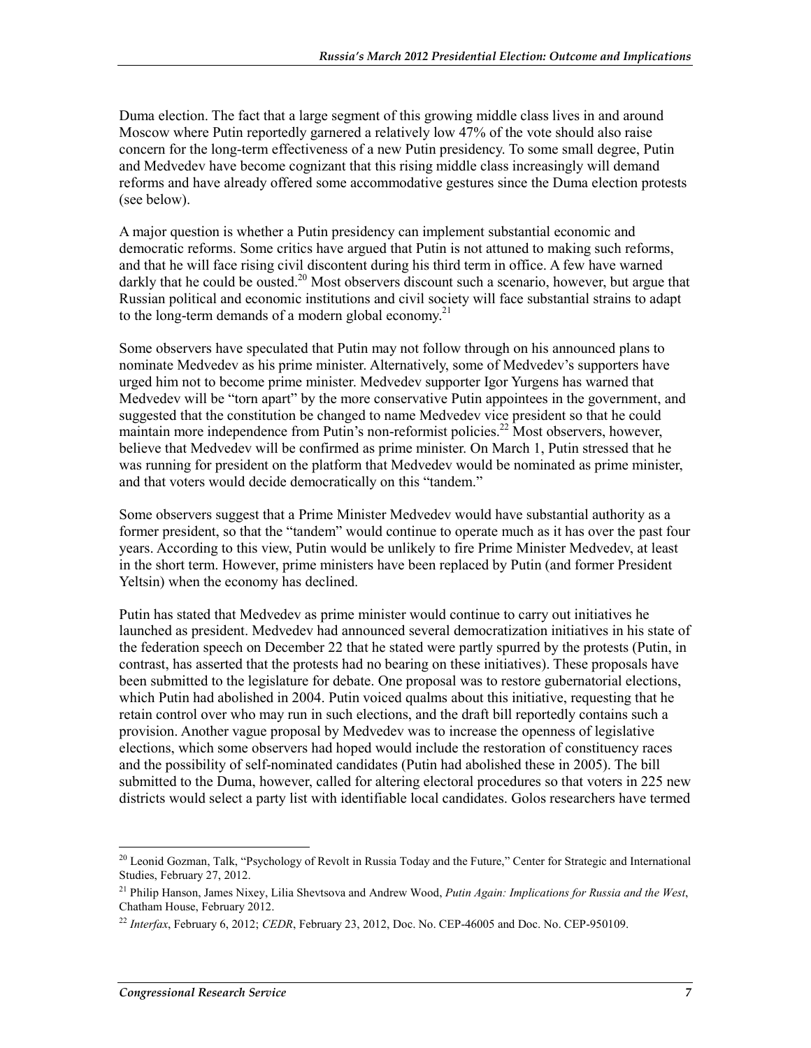Duma election. The fact that a large segment of this growing middle class lives in and around Moscow where Putin reportedly garnered a relatively low 47% of the vote should also raise concern for the long-term effectiveness of a new Putin presidency. To some small degree, Putin and Medvedev have become cognizant that this rising middle class increasingly will demand reforms and have already offered some accommodative gestures since the Duma election protests (see below).

A major question is whether a Putin presidency can implement substantial economic and democratic reforms. Some critics have argued that Putin is not attuned to making such reforms, and that he will face rising civil discontent during his third term in office. A few have warned darkly that he could be ousted.[20] Most observers discount such a scenario, however, but argue that Russian political and economic institutions and civil society will face substantial strains to adapt to the long-term demands of a modern global economy.[21]

Some observers have speculated that Putin may not follow through on his announced plans to nominate Medvedev as his prime minister. Alternatively, some of Medvedev's supporters have urged him not to become prime minister. Medvedev supporter Igor Yurgens has warned that Medvedev will be "torn apart" by the more conservative Putin appointees in the government, and suggested that the constitution be changed to name Medvedev vice president so that he could maintain more independence from Putin's non-reformist policies.[22] Most observers, however, believe that Medvedev will be confirmed as prime minister. On March 1, Putin stressed that he was running for president on the platform that Medvedev would be nominated as prime minister, and that voters would decide democratically on this "tandem."

Some observers suggest that a Prime Minister Medvedev would have substantial authority as a former president, so that the "tandem" would continue to operate much as it has over the past four years. According to this view, Putin would be unlikely to fire Prime Minister Medvedev, at least in the short term. However, prime ministers have been replaced by Putin (and former President Yeltsin) when the economy has declined.

Putin has stated that Medvedev as prime minister would continue to carry out initiatives he launched as president. Medvedev had announced several democratization initiatives in his state of the federation speech on December 22 that he stated were partly spurred by the protests (Putin, in contrast, has asserted that the protests had no bearing on these initiatives). These proposals have been submitted to the legislature for debate. One proposal was to restore gubernatorial elections, which Putin had abolished in 2004. Putin voiced qualms about this initiative, requesting that he retain control over who may run in such elections, and the draft bill reportedly contains such a provision. Another vague proposal by Medvedev was to increase the openness of legislative elections, which some observers had hoped would include the restoration of constituency races and the possibility of self-nominated candidates (Putin had abolished these in 2005). The bill submitted to the Duma, however, called for altering electoral procedures so that voters in 225 new districts would select a party list with identifiable local candidates. Golos researchers have termed

---

[20] Leonid Gozman, Talk, "Psychology of Revolt in Russia Today and the Future," Center for Strategic and International Studies, February 27, 2012.

[21] Philip Hanson, James Nixey, Lilia Shevtsova and Andrew Wood, *Putin Again: Implications for Russia and the West*, Chatham House, February 2012.

[22] *Interfax*, February 6, 2012; *CEDR*, February 23, 2012, Doc. No. CEP-46005 and Doc. No. CEP-950109.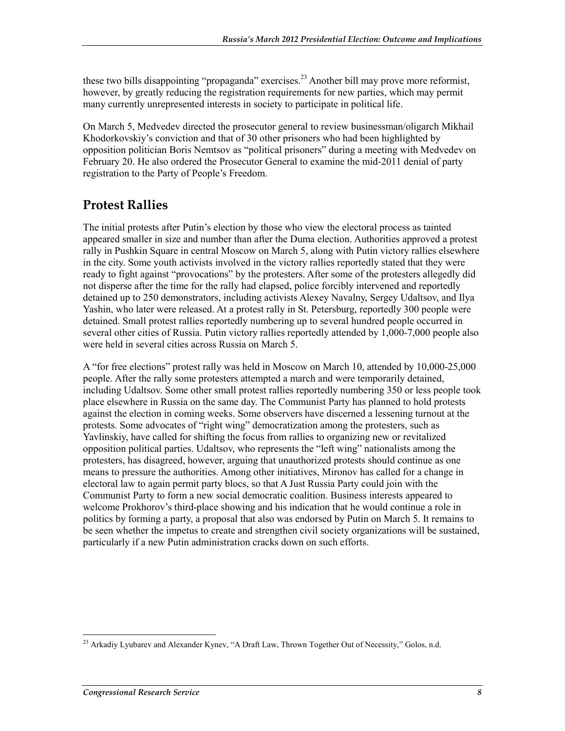these two bills disappointing "propaganda" exercises.[23] Another bill may prove more reformist, however, by greatly reducing the registration requirements for new parties, which may permit many currently unrepresented interests in society to participate in political life.

On March 5, Medvedev directed the prosecutor general to review businessman/oligarch Mikhail Khodorkovskiy's conviction and that of 30 other prisoners who had been highlighted by opposition politician Boris Nemtsov as "political prisoners" during a meeting with Medvedev on February 20. He also ordered the Prosecutor General to examine the mid-2011 denial of party registration to the Party of People's Freedom.

## Protest Rallies

The initial protests after Putin's election by those who view the electoral process as tainted appeared smaller in size and number than after the Duma election. Authorities approved a protest rally in Pushkin Square in central Moscow on March 5, along with Putin victory rallies elsewhere in the city. Some youth activists involved in the victory rallies reportedly stated that they were ready to fight against "provocations" by the protesters. After some of the protesters allegedly did not disperse after the time for the rally had elapsed, police forcibly intervened and reportedly detained up to 250 demonstrators, including activists Alexey Navalny, Sergey Udaltsov, and Ilya Yashin, who later were released. At a protest rally in St. Petersburg, reportedly 300 people were detained. Small protest rallies reportedly numbering up to several hundred people occurred in several other cities of Russia. Putin victory rallies reportedly attended by 1,000-7,000 people also were held in several cities across Russia on March 5.

A "for free elections" protest rally was held in Moscow on March 10, attended by 10,000-25,000 people. After the rally some protesters attempted a march and were temporarily detained, including Udaltsov. Some other small protest rallies reportedly numbering 350 or less people took place elsewhere in Russia on the same day. The Communist Party has planned to hold protests against the election in coming weeks. Some observers have discerned a lessening turnout at the protests. Some advocates of "right wing" democratization among the protesters, such as Yavlinskiy, have called for shifting the focus from rallies to organizing new or revitalized opposition political parties. Udaltsov, who represents the "left wing" nationalists among the protesters, has disagreed, however, arguing that unauthorized protests should continue as one means to pressure the authorities. Among other initiatives, Mironov has called for a change in electoral law to again permit party blocs, so that A Just Russia Party could join with the Communist Party to form a new social democratic coalition. Business interests appeared to welcome Prokhorov's third-place showing and his indication that he would continue a role in politics by forming a party, a proposal that also was endorsed by Putin on March 5. It remains to be seen whether the impetus to create and strengthen civil society organizations will be sustained, particularly if a new Putin administration cracks down on such efforts.

[23] Arkadiy Lyubarev and Alexander Kynev, "A Draft Law, Thrown Together Out of Necessity," Golos, n.d.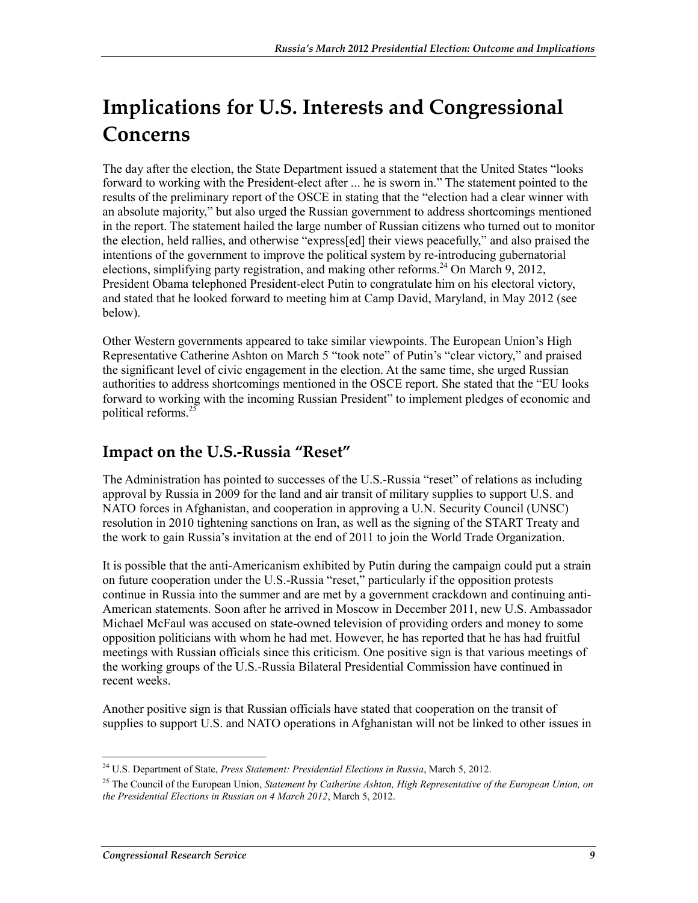# Implications for U.S. Interests and Congressional Concerns

The day after the election, the State Department issued a statement that the United States "looks forward to working with the President-elect after ... he is sworn in." The statement pointed to the results of the preliminary report of the OSCE in stating that the "election had a clear winner with an absolute majority," but also urged the Russian government to address shortcomings mentioned in the report. The statement hailed the large number of Russian citizens who turned out to monitor the election, held rallies, and otherwise "express[ed] their views peacefully," and also praised the intentions of the government to improve the political system by re-introducing gubernatorial elections, simplifying party registration, and making other reforms.[24] On March 9, 2012, President Obama telephoned President-elect Putin to congratulate him on his electoral victory, and stated that he looked forward to meeting him at Camp David, Maryland, in May 2012 (see below).

Other Western governments appeared to take similar viewpoints. The European Union's High Representative Catherine Ashton on March 5 "took note" of Putin's "clear victory," and praised the significant level of civic engagement in the election. At the same time, she urged Russian authorities to address shortcomings mentioned in the OSCE report. She stated that the "EU looks forward to working with the incoming Russian President" to implement pledges of economic and political reforms.[25]

## Impact on the U.S.-Russia "Reset"

The Administration has pointed to successes of the U.S.-Russia "reset" of relations as including approval by Russia in 2009 for the land and air transit of military supplies to support U.S. and NATO forces in Afghanistan, and cooperation in approving a U.N. Security Council (UNSC) resolution in 2010 tightening sanctions on Iran, as well as the signing of the START Treaty and the work to gain Russia's invitation at the end of 2011 to join the World Trade Organization.

It is possible that the anti-Americanism exhibited by Putin during the campaign could put a strain on future cooperation under the U.S.-Russia "reset," particularly if the opposition protests continue in Russia into the summer and are met by a government crackdown and continuing anti-American statements. Soon after he arrived in Moscow in December 2011, new U.S. Ambassador Michael McFaul was accused on state-owned television of providing orders and money to some opposition politicians with whom he had met. However, he has reported that he has had fruitful meetings with Russian officials since this criticism. One positive sign is that various meetings of the working groups of the U.S.-Russia Bilateral Presidential Commission have continued in recent weeks.

Another positive sign is that Russian officials have stated that cooperation on the transit of supplies to support U.S. and NATO operations in Afghanistan will not be linked to other issues in

---

[24] U.S. Department of State, *Press Statement: Presidential Elections in Russia*, March 5, 2012.

[25] The Council of the European Union, *Statement by Catherine Ashton, High Representative of the European Union, on the Presidential Elections in Russian on 4 March 2012*, March 5, 2012.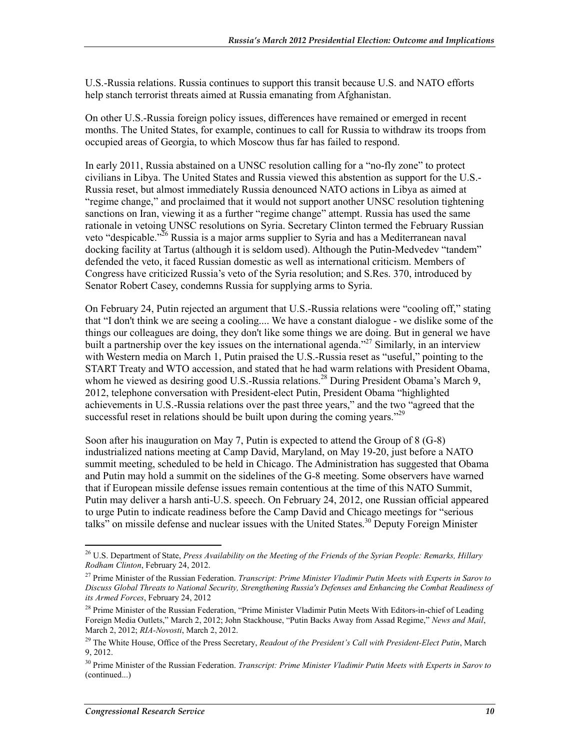U.S.-Russia relations. Russia continues to support this transit because U.S. and NATO efforts help stanch terrorist threats aimed at Russia emanating from Afghanistan.

On other U.S.-Russia foreign policy issues, differences have remained or emerged in recent months. The United States, for example, continues to call for Russia to withdraw its troops from occupied areas of Georgia, to which Moscow thus far has failed to respond.

In early 2011, Russia abstained on a UNSC resolution calling for a "no-fly zone" to protect civilians in Libya. The United States and Russia viewed this abstention as support for the U.S.-Russia reset, but almost immediately Russia denounced NATO actions in Libya as aimed at "regime change," and proclaimed that it would not support another UNSC resolution tightening sanctions on Iran, viewing it as a further "regime change" attempt. Russia has used the same rationale in vetoing UNSC resolutions on Syria. Secretary Clinton termed the February Russian veto "despicable."[26] Russia is a major arms supplier to Syria and has a Mediterranean naval docking facility at Tartus (although it is seldom used). Although the Putin-Medvedev "tandem" defended the veto, it faced Russian domestic as well as international criticism. Members of Congress have criticized Russia's veto of the Syria resolution; and S.Res. 370, introduced by Senator Robert Casey, condemns Russia for supplying arms to Syria.

On February 24, Putin rejected an argument that U.S.-Russia relations were "cooling off," stating that "I don't think we are seeing a cooling.... We have a constant dialogue - we dislike some of the things our colleagues are doing, they don't like some things we are doing. But in general we have built a partnership over the key issues on the international agenda."[27] Similarly, in an interview with Western media on March 1, Putin praised the U.S.-Russia reset as "useful," pointing to the START Treaty and WTO accession, and stated that he had warm relations with President Obama, whom he viewed as desiring good U.S.-Russia relations.[28] During President Obama's March 9, 2012, telephone conversation with President-elect Putin, President Obama "highlighted achievements in U.S.-Russia relations over the past three years," and the two "agreed that the successful reset in relations should be built upon during the coming years."[29]

Soon after his inauguration on May 7, Putin is expected to attend the Group of 8 (G-8) industrialized nations meeting at Camp David, Maryland, on May 19-20, just before a NATO summit meeting, scheduled to be held in Chicago. The Administration has suggested that Obama and Putin may hold a summit on the sidelines of the G-8 meeting. Some observers have warned that if European missile defense issues remain contentious at the time of this NATO Summit, Putin may deliver a harsh anti-U.S. speech. On February 24, 2012, one Russian official appeared to urge Putin to indicate readiness before the Camp David and Chicago meetings for "serious talks" on missile defense and nuclear issues with the United States.[30] Deputy Foreign Minister

---

[26] U.S. Department of State, *Press Availability on the Meeting of the Friends of the Syrian People: Remarks, Hillary Rodham Clinton*, February 24, 2012.

[27] Prime Minister of the Russian Federation. *Transcript: Prime Minister Vladimir Putin Meets with Experts in Sarov to Discuss Global Threats to National Security, Strengthening Russia's Defenses and Enhancing the Combat Readiness of its Armed Forces*, February 24, 2012

[28] Prime Minister of the Russian Federation, "Prime Minister Vladimir Putin Meets With Editors-in-chief of Leading Foreign Media Outlets," March 2, 2012; John Stackhouse, "Putin Backs Away from Assad Regime," *News and Mail*, March 2, 2012; *RIA-Novosti*, March 2, 2012.

[29] The White House, Office of the Press Secretary, *Readout of the President's Call with President-Elect Putin*, March 9, 2012.

[30] Prime Minister of the Russian Federation. *Transcript: Prime Minister Vladimir Putin Meets with Experts in Sarov to* (continued...)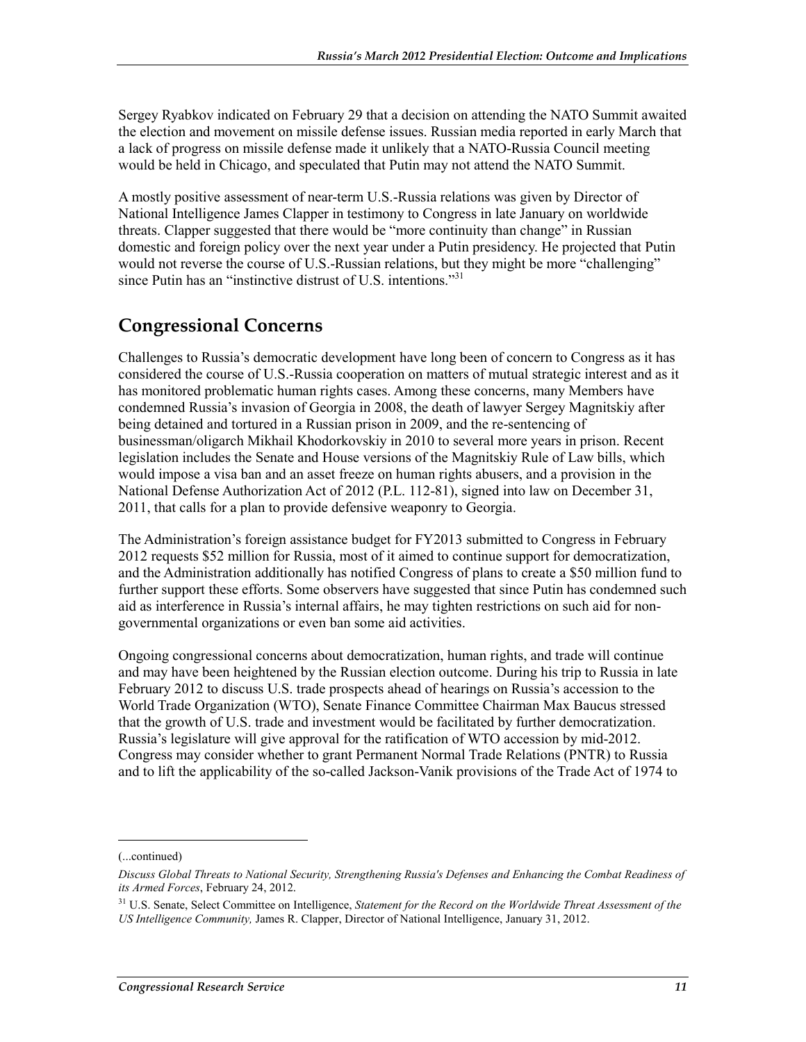Sergey Ryabkov indicated on February 29 that a decision on attending the NATO Summit awaited the election and movement on missile defense issues. Russian media reported in early March that a lack of progress on missile defense made it unlikely that a NATO-Russia Council meeting would be held in Chicago, and speculated that Putin may not attend the NATO Summit.

A mostly positive assessment of near-term U.S.-Russia relations was given by Director of National Intelligence James Clapper in testimony to Congress in late January on worldwide threats. Clapper suggested that there would be "more continuity than change" in Russian domestic and foreign policy over the next year under a Putin presidency. He projected that Putin would not reverse the course of U.S.-Russian relations, but they might be more "challenging" since Putin has an "instinctive distrust of U.S. intentions."[31]

## Congressional Concerns

Challenges to Russia's democratic development have long been of concern to Congress as it has considered the course of U.S.-Russia cooperation on matters of mutual strategic interest and as it has monitored problematic human rights cases. Among these concerns, many Members have condemned Russia's invasion of Georgia in 2008, the death of lawyer Sergey Magnitskiy after being detained and tortured in a Russian prison in 2009, and the re-sentencing of businessman/oligarch Mikhail Khodorkovskiy in 2010 to several more years in prison. Recent legislation includes the Senate and House versions of the Magnitskiy Rule of Law bills, which would impose a visa ban and an asset freeze on human rights abusers, and a provision in the National Defense Authorization Act of 2012 (P.L. 112-81), signed into law on December 31, 2011, that calls for a plan to provide defensive weaponry to Georgia.

The Administration's foreign assistance budget for FY2013 submitted to Congress in February 2012 requests $52 million for Russia, most of it aimed to continue support for democratization, and the Administration additionally has notified Congress of plans to create a $50 million fund to further support these efforts. Some observers have suggested that since Putin has condemned such aid as interference in Russia's internal affairs, he may tighten restrictions on such aid for non-governmental organizations or even ban some aid activities.

Ongoing congressional concerns about democratization, human rights, and trade will continue and may have been heightened by the Russian election outcome. During his trip to Russia in late February 2012 to discuss U.S. trade prospects ahead of hearings on Russia's accession to the World Trade Organization (WTO), Senate Finance Committee Chairman Max Baucus stressed that the growth of U.S. trade and investment would be facilitated by further democratization. Russia's legislature will give approval for the ratification of WTO accession by mid-2012. Congress may consider whether to grant Permanent Normal Trade Relations (PNTR) to Russia and to lift the applicability of the so-called Jackson-Vanik provisions of the Trade Act of 1974 to

---

(...continued)

*Discuss Global Threats to National Security, Strengthening Russia's Defenses and Enhancing the Combat Readiness of its Armed Forces*, February 24, 2012.

[31] U.S. Senate, Select Committee on Intelligence, *Statement for the Record on the Worldwide Threat Assessment of the US Intelligence Community,* James R. Clapper, Director of National Intelligence, January 31, 2012.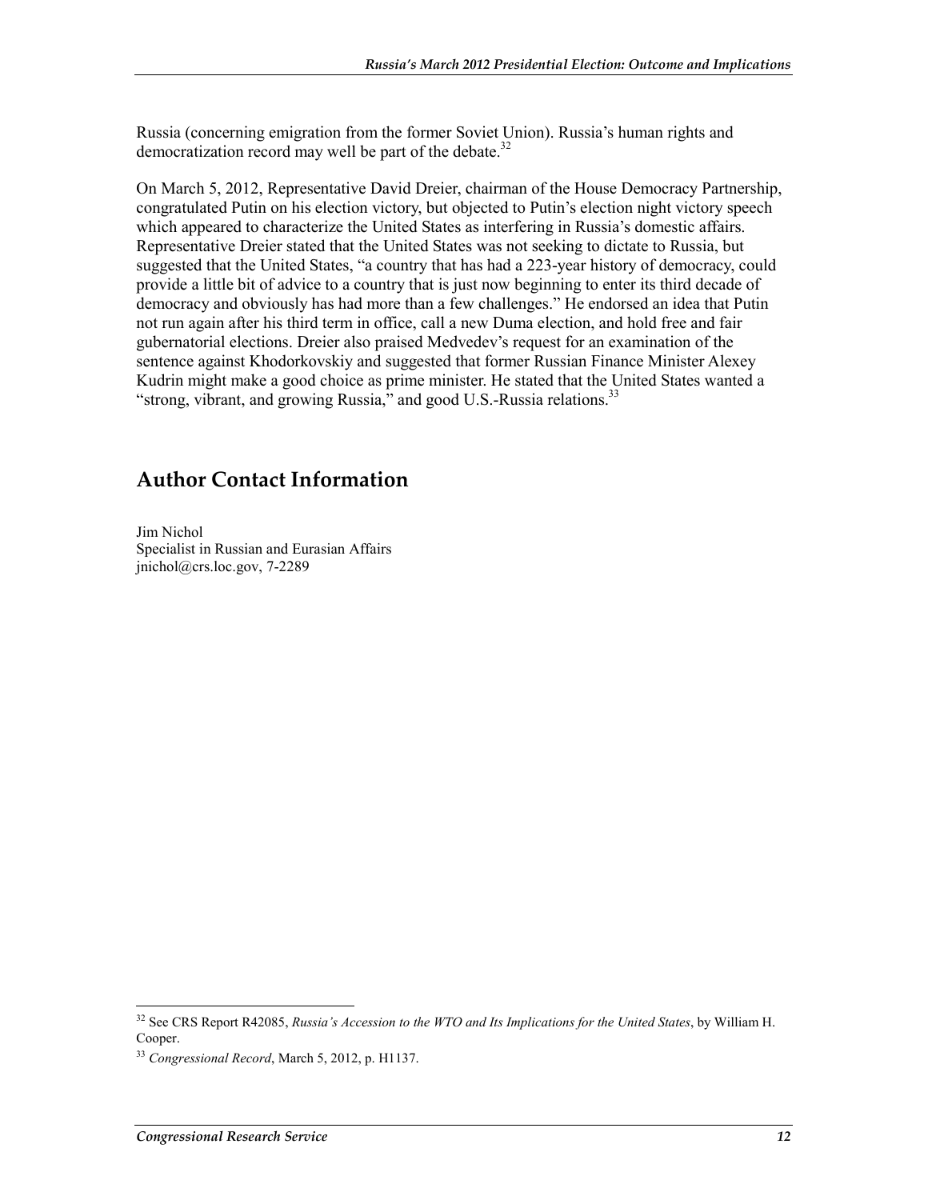Russia (concerning emigration from the former Soviet Union). Russia's human rights and democratization record may well be part of the debate.[32]

On March 5, 2012, Representative David Dreier, chairman of the House Democracy Partnership, congratulated Putin on his election victory, but objected to Putin's election night victory speech which appeared to characterize the United States as interfering in Russia's domestic affairs. Representative Dreier stated that the United States was not seeking to dictate to Russia, but suggested that the United States, "a country that has had a 223-year history of democracy, could provide a little bit of advice to a country that is just now beginning to enter its third decade of democracy and obviously has had more than a few challenges." He endorsed an idea that Putin not run again after his third term in office, call a new Duma election, and hold free and fair gubernatorial elections. Dreier also praised Medvedev's request for an examination of the sentence against Khodorkovskiy and suggested that former Russian Finance Minister Alexey Kudrin might make a good choice as prime minister. He stated that the United States wanted a "strong, vibrant, and growing Russia," and good U.S.-Russia relations.[33]

## Author Contact Information

Jim Nichol
Specialist in Russian and Eurasian Affairs
jnichol@crs.loc.gov, 7-2289

---

[32] See CRS Report R42085, *Russia's Accession to the WTO and Its Implications for the United States*, by William H. Cooper.

[33] *Congressional Record*, March 5, 2012, p. H1137.